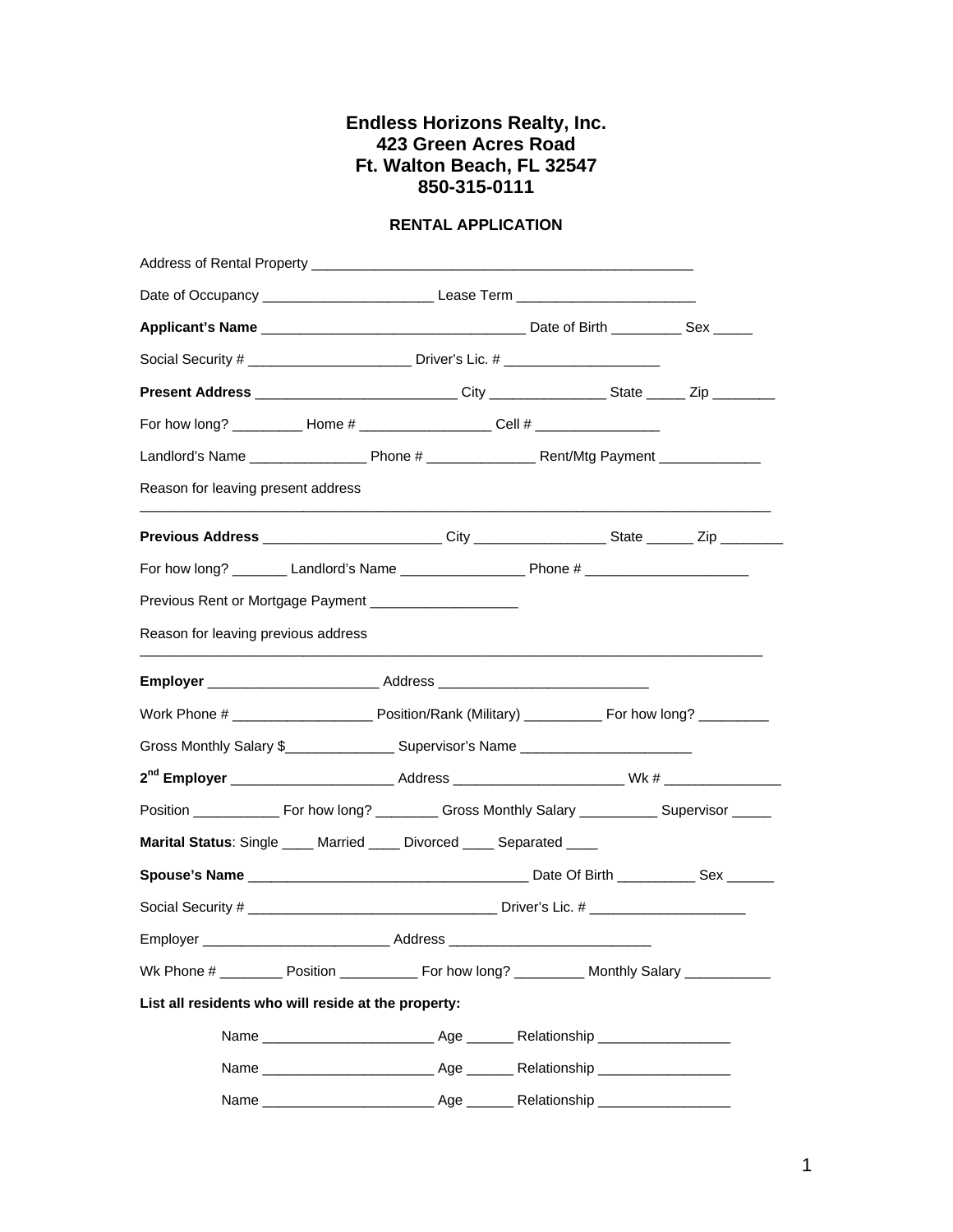**Endless Horizons Realty, Inc.**
**423 Green Acres Road**
**Ft. Walton Beach, FL 32547**
**850-315-0111**

**RENTAL APPLICATION**

Address of Rental Property ________________________________________________

Date of Occupancy ______________________ Lease Term _______________________

**Applicant's Name** __________________________________ Date of Birth _________ Sex _____

Social Security # _____________________ Driver's Lic. # ____________________

**Present Address** __________________________ City _______________ State _____ Zip ________

For how long? _________ Home # _________________ Cell # ________________

Landlord's Name _______________ Phone # ______________ Rent/Mtg Payment _____________

Reason for leaving present address

_________________________________________________________________________________

**Previous Address** _______________________ City _________________ State ______ Zip ________

For how long? _______ Landlord's Name ________________ Phone # _____________________

Previous Rent or Mortgage Payment ___________________

Reason for leaving previous address

_________________________________________________________________________________

**Employer** ______________________ Address ___________________________

Work Phone # __________________ Position/Rank (Military) __________ For how long? _________

Gross Monthly Salary $______________ Supervisor's Name ______________________

**2nd Employer** _____________________ Address ______________________ Wk # _______________

Position ___________ For how long? ________ Gross Monthly Salary __________ Supervisor _____

**Marital Status**: Single ____ Married ____ Divorced ____ Separated ____

**Spouse's Name** ___________________________________ Date Of Birth __________ Sex ______

Social Security # ________________________________ Driver's Lic. # ____________________

Employer ________________________ Address __________________________

Wk Phone # ________ Position __________ For how long? _________ Monthly Salary ___________

**List all residents who will reside at the property:**

Name ______________________ Age ______ Relationship _________________

Name ______________________ Age ______ Relationship _________________

Name ______________________ Age ______ Relationship _________________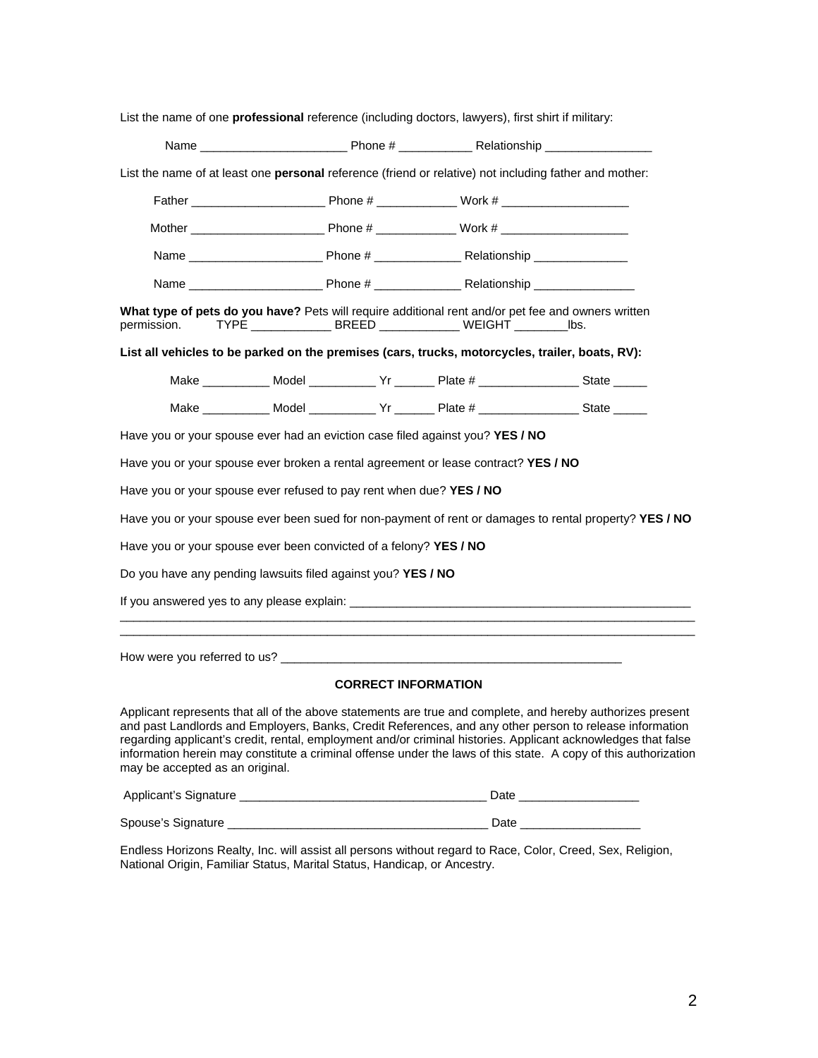List the name of one **professional** reference (including doctors, lawyers), first shirt if military:

Name ______________________ Phone # ___________ Relationship ________________

List the name of at least one **personal** reference (friend or relative) not including father and mother:

Father ____________________ Phone # ____________ Work # ___________________

Mother ____________________ Phone # ____________ Work # ___________________

Name ____________________ Phone # _____________ Relationship ______________

Name ____________________ Phone # _____________ Relationship _______________

**What type of pets do you have?** Pets will require additional rent and/or pet fee and owners written permission. TYPE ____________ BREED ____________ WEIGHT ________lbs.

**List all vehicles to be parked on the premises (cars, trucks, motorcycles, trailer, boats, RV):**

Make __________ Model __________ Yr ______ Plate # _______________ State _____

Make __________ Model __________ Yr ______ Plate # _______________ State _____

Have you or your spouse ever had an eviction case filed against you? **YES / NO**

Have you or your spouse ever broken a rental agreement or lease contract? **YES / NO**

Have you or your spouse ever refused to pay rent when due? **YES / NO**

Have you or your spouse ever been sued for non-payment of rent or damages to rental property? **YES / NO**

Have you or your spouse ever been convicted of a felony? **YES / NO**

Do you have any pending lawsuits filed against you? **YES / NO**

If you answered yes to any please explain: _____________________________________________________
_____________________________________________________________________________________
_____________________________________________________________________________________

How were you referred to us? _____________________________________________________

**CORRECT INFORMATION**

Applicant represents that all of the above statements are true and complete, and hereby authorizes present and past Landlords and Employers, Banks, Credit References, and any other person to release information regarding applicant's credit, rental, employment and/or criminal histories. Applicant acknowledges that false information herein may constitute a criminal offense under the laws of this state. A copy of this authorization may be accepted as an original.

Applicant's Signature _____________________________________ Date __________________

Spouse's Signature _______________________________________ Date __________________

Endless Horizons Realty, Inc. will assist all persons without regard to Race, Color, Creed, Sex, Religion, National Origin, Familiar Status, Marital Status, Handicap, or Ancestry.